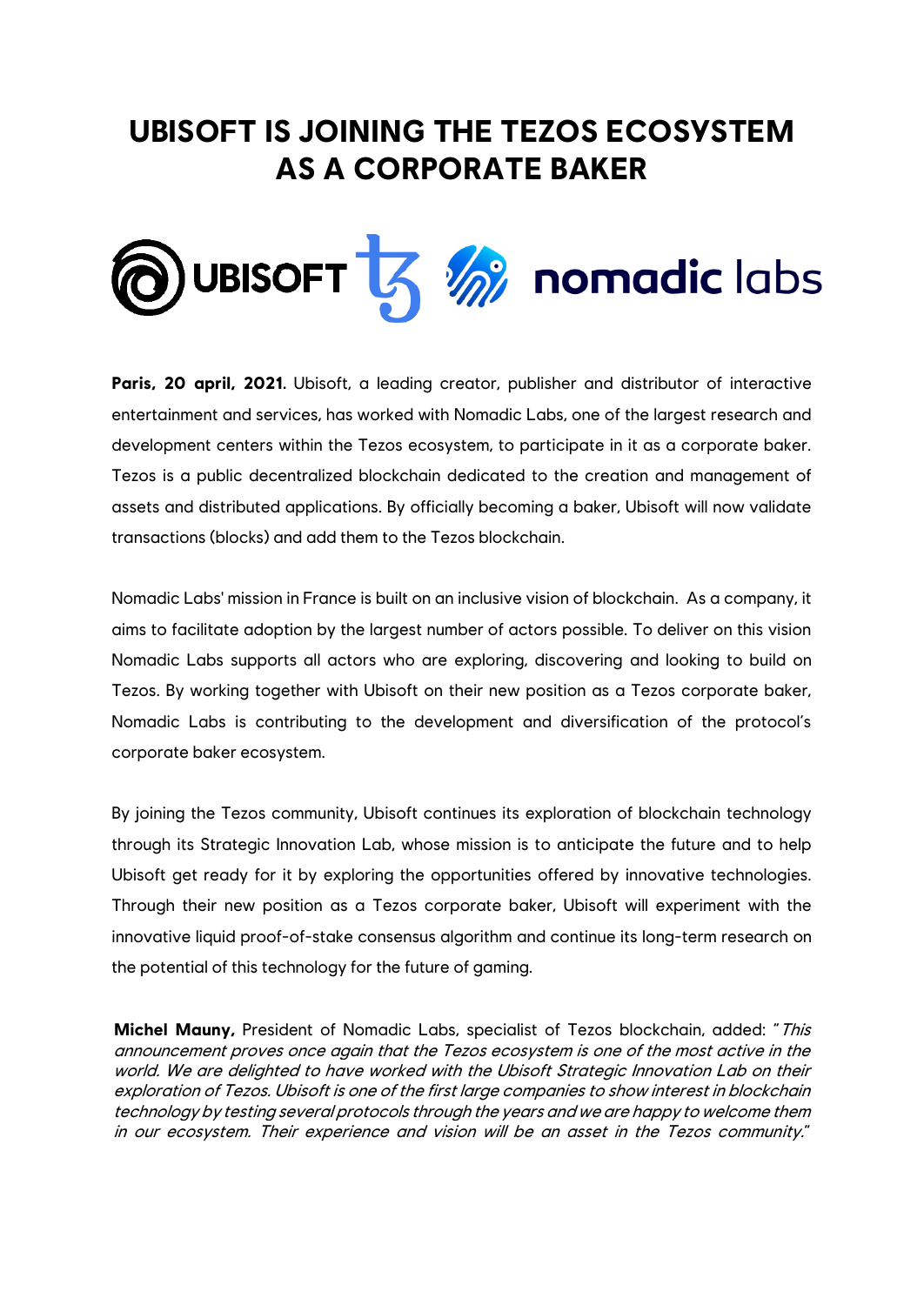# UBISOFT IS JOINING THE TEZOS ECOSYSTEM AS A CORPORATE BAKER

**Paris, 20 april, 2021.** Ubisoft, a leading creator, publisher and distributor of interactive entertainment and services, has worked with Nomadic Labs, one of the largest research and development centers within the Tezos ecosystem, to participate in it as a corporate baker. Tezos is a public decentralized blockchain dedicated to the creation and management of assets and distributed applications. By officially becoming a baker, Ubisoft will now validate transactions (blocks) and add them to the Tezos blockchain.

Nomadic Labs' mission in France is built on an inclusive vision of blockchain. As a company, it aims to facilitate adoption by the largest number of actors possible. To deliver on this vision Nomadic Labs supports all actors who are exploring, discovering and looking to build on Tezos. By working together with Ubisoft on their new position as a Tezos corporate baker, Nomadic Labs is contributing to the development and diversification of the protocol's corporate baker ecosystem.

By joining the Tezos community, Ubisoft continues its exploration of blockchain technology through its Strategic Innovation Lab, whose mission is to anticipate the future and to help Ubisoft get ready for it by exploring the opportunities offered by innovative technologies. Through their new position as a Tezos corporate baker, Ubisoft will experiment with the innovative liquid proof-of-stake consensus algorithm and continue its long-term research on the potential of this technology for the future of gaming.

**Michel Mauny,** President of Nomadic Labs, specialist of Tezos blockchain, added: "*This announcement proves once again that the Tezos ecosystem is one of the most active in the world. We are delighted to have worked with the Ubisoft Strategic Innovation Lab on their exploration of Tezos. Ubisoft is one of the first large companies to show interest in blockchain technology by testing several protocols through the years and we are happy to welcome them in our ecosystem. Their experience and vision will be an asset in the Tezos community.*"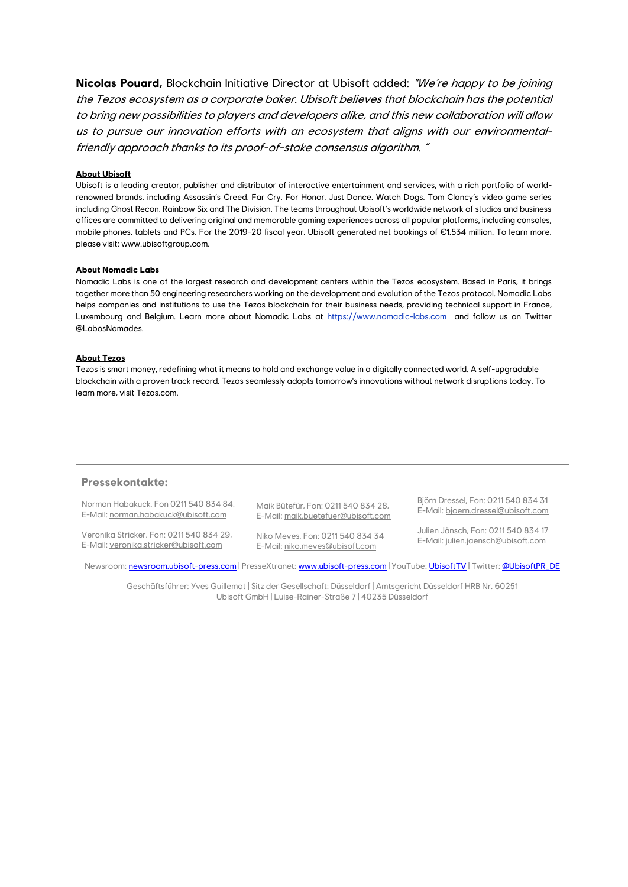**Nicolas Pouard,** Blockchain Initiative Director at Ubisoft added: *"We're happy to be joining the Tezos ecosystem as a corporate baker. Ubisoft believes that blockchain has the potential to bring new possibilities to players and developers alike, and this new collaboration will allow us to pursue our innovation efforts with an ecosystem that aligns with our environmental-friendly approach thanks to its proof-of-stake consensus algorithm. "*

**About Ubisoft**

Ubisoft is a leading creator, publisher and distributor of interactive entertainment and services, with a rich portfolio of world-renowned brands, including Assassin's Creed, Far Cry, For Honor, Just Dance, Watch Dogs, Tom Clancy's video game series including Ghost Recon, Rainbow Six and The Division. The teams throughout Ubisoft's worldwide network of studios and business offices are committed to delivering original and memorable gaming experiences across all popular platforms, including consoles, mobile phones, tablets and PCs. For the 2019-20 fiscal year, Ubisoft generated net bookings of €1,534 million. To learn more, please visit: www.ubisoftgroup.com.

**About Nomadic Labs**

Nomadic Labs is one of the largest research and development centers within the Tezos ecosystem. Based in Paris, it brings together more than 50 engineering researchers working on the development and evolution of the Tezos protocol. Nomadic Labs helps companies and institutions to use the Tezos blockchain for their business needs, providing technical support in France, Luxembourg and Belgium. Learn more about Nomadic Labs at https://www.nomadic-labs.com and follow us on Twitter @LabosNomades.

**About Tezos**

Tezos is smart money, redefining what it means to hold and exchange value in a digitally connected world. A self-upgradable blockchain with a proven track record, Tezos seamlessly adopts tomorrow's innovations without network disruptions today. To learn more, visit Tezos.com.

---

**Pressekontakte:**

Norman Habakuck, Fon: 0211 540 834 84,
E-Mail: norman.habakuck@ubisoft.com

Veronika Stricker, Fon: 0211 540 834 29,
E-Mail: veronika.stricker@ubisoft.com

Maik Bütefür, Fon: 0211 540 834 28,
E-Mail: maik.buetefuer@ubisoft.com

Niko Meves, Fon: 0211 540 834 34
E-Mail: niko.meves@ubisoft.com

Björn Dressel, Fon: 0211 540 834 31
E-Mail: bjoern.dressel@ubisoft.com

Julien Jänsch, Fon: 0211 540 834 17
E-Mail: julien.jaensch@ubisoft.com

Newsroom: newsroom.ubisoft-press.com | PresseXtranet: www.ubisoft-press.com | YouTube: UbisoftTV | Twitter: @UbisoftPR_DE

Geschäftsführer: Yves Guillemot | Sitz der Gesellschaft: Düsseldorf | Amtsgericht Düsseldorf HRB Nr. 60251
Ubisoft GmbH | Luise-Rainer-Straße 7 | 40235 Düsseldorf